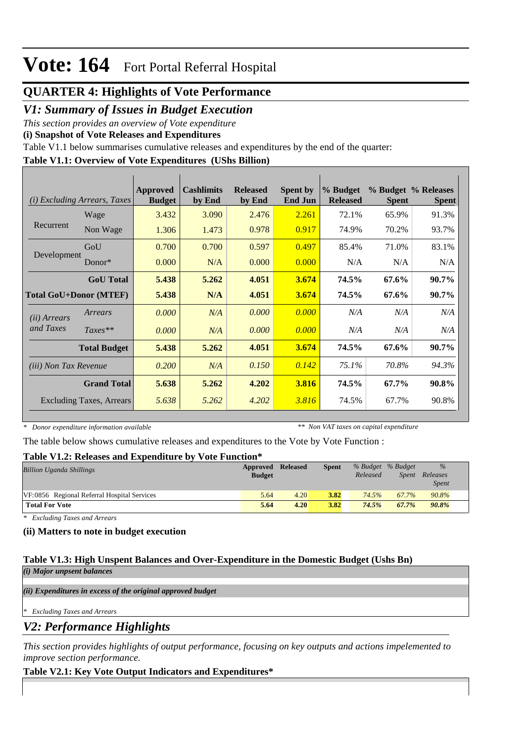# Vote: 164 Fort Portal Referral Hospital

## QUARTER 4: Highlights of Vote Performance

### *V1: Summary of Issues in Budget Execution*

*This section provides an overview of Vote expenditure*

**(i) Snapshot of Vote Releases and Expenditures**

Table V1.1 below summarises cumulative releases and expenditures by the end of the quarter:

**Table V1.1: Overview of Vote Expenditures (UShs Billion)**

| *(i) Excluding Arrears, Taxes* | | Approved Budget | Cashlimits by End | Released by End | Spent by End Jun | % Budget Released | % Budget Spent | % Releases Spent |
|---|---|---|---|---|---|---|---|---|
| Recurrent | Wage | 3.432 | 3.090 | 2.476 | 2.261 | 72.1% | 65.9% | 91.3% |
| | Non Wage | 1.306 | 1.473 | 0.978 | 0.917 | 74.9% | 70.2% | 93.7% |
| Development | GoU | 0.700 | 0.700 | 0.597 | 0.497 | 85.4% | 71.0% | 83.1% |
| | Donor* | 0.000 | N/A | 0.000 | 0.000 | N/A | N/A | N/A |
| | **GoU Total** | **5.438** | **5.262** | **4.051** | **3.674** | **74.5%** | **67.6%** | **90.7%** |
| **Total GoU+Donor (MTEF)** | | **5.438** | **N/A** | **4.051** | **3.674** | **74.5%** | **67.6%** | **90.7%** |
| *(ii) Arrears and Taxes* | *Arrears* | *0.000* | *N/A* | *0.000* | *0.000* | *N/A* | *N/A* | *N/A* |
| | *Taxes*** | *0.000* | *N/A* | *0.000* | *0.000* | *N/A* | *N/A* | *N/A* |
| | **Total Budget** | **5.438** | **5.262** | **4.051** | **3.674** | **74.5%** | **67.6%** | **90.7%** |
| *(iii) Non Tax Revenue* | | *0.200* | *N/A* | *0.150* | *0.142* | *75.1%* | *70.8%* | *94.3%* |
| | **Grand Total** | **5.638** | **5.262** | **4.202** | **3.816** | **74.5%** | **67.7%** | **90.8%** |
| Excluding Taxes, Arrears | | *5.638* | *5.262* | *4.202* | *3.816* | 74.5% | 67.7% | 90.8% |

*\* Donor expenditure information available* &nbsp;&nbsp;&nbsp; *\*\* Non VAT taxes on capital expenditure*

The table below shows cumulative releases and expenditures to the Vote by Vote Function :

**Table V1.2: Releases and Expenditure by Vote Function***

| *Billion Uganda Shillings* | Approved Budget | Released | Spent | *% Budget Released* | *% Budget Spent* | *% Releases Spent* |
|---|---|---|---|---|---|---|
| VF:0856 Regional Referral Hospital Services | 5.64 | 4.20 | **3.82** | *74.5%* | *67.7%* | *90.8%* |
| **Total For Vote** | **5.64** | **4.20** | **3.82** | ***74.5%*** | ***67.7%*** | ***90.8%*** |

*\* Excluding Taxes and Arrears*

**(ii) Matters to note in budget execution**

**Table V1.3: High Unspent Balances and Over-Expenditure in the Domestic Budget (Ushs Bn)**

***(i) Major unpsent balances***

***(ii) Expenditures in excess of the original approved budget***

*\* Excluding Taxes and Arrears*

### *V2: Performance Highlights*

*This section provides highlights of output performance, focusing on key outputs and actions impelemented to improve section performance.*

**Table V2.1: Key Vote Output Indicators and Expenditures***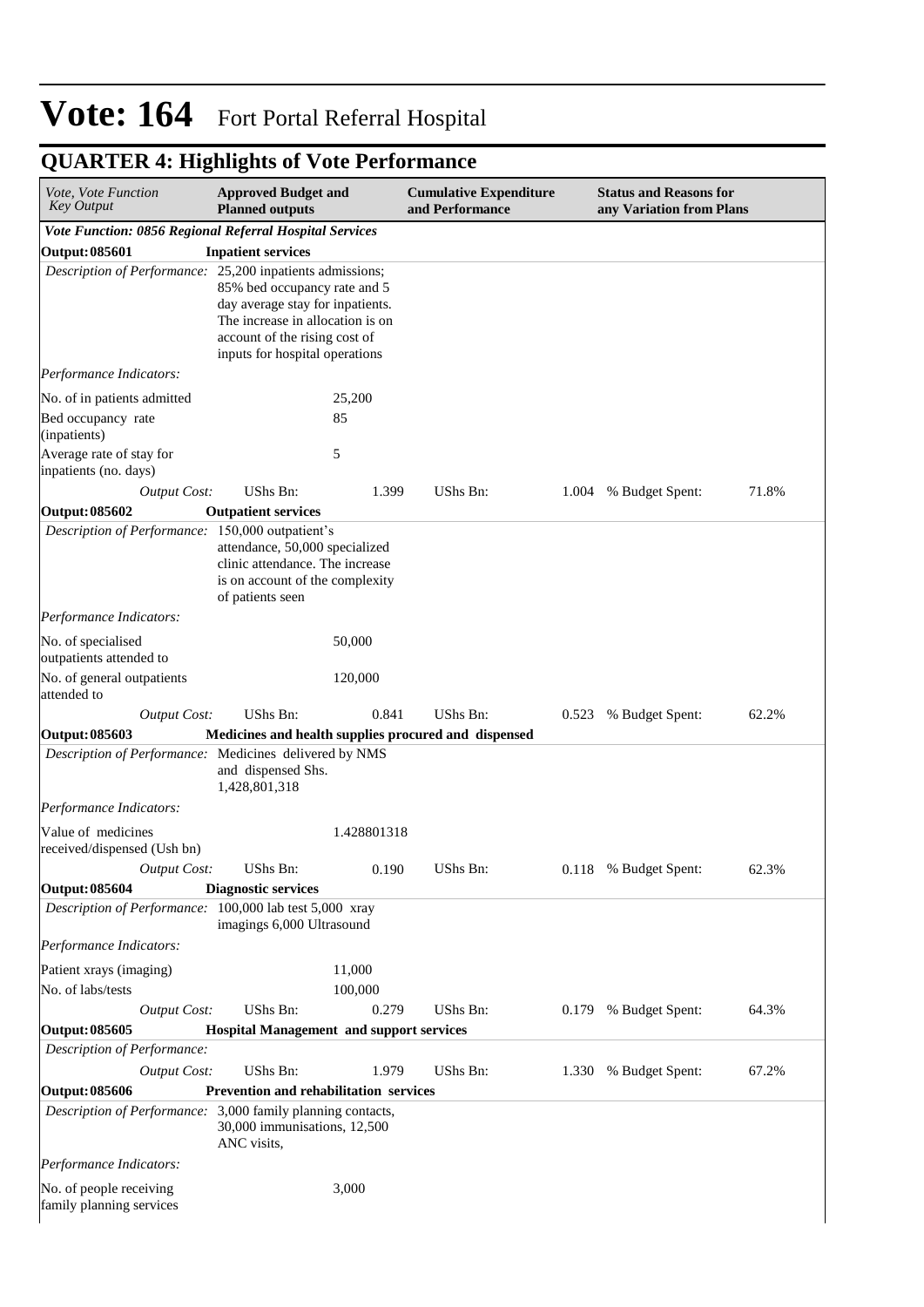# Vote: 164 Fort Portal Referral Hospital

## QUARTER 4: Highlights of Vote Performance

| *Vote, Vote Function Key Output* | **Approved Budget and Planned outputs** | | **Cumulative Expenditure and Performance** | | **Status and Reasons for any Variation from Plans** | |
|---|---|---|---|---|---|---|
| ***Vote Function: 0856 Regional Referral Hospital Services*** | | | | | | |
| **Output: 085601** | **Inpatient services** | | | | | |
| *Description of Performance:* | 25,200 inpatients admissions; 85% bed occupancy rate and 5 day average stay for inpatients. The increase in allocation is on account of the rising cost of inputs for hospital operations | | | | | |
| *Performance Indicators:* | | | | | | |
| No. of in patients admitted | | 25,200 | | | | |
| Bed occupancy rate (inpatients) | | 85 | | | | |
| Average rate of stay for inpatients (no. days) | | 5 | | | | |
| *Output Cost:* | UShs Bn: | 1.399 | UShs Bn: | 1.004 | % Budget Spent: | 71.8% |
| **Output: 085602** | **Outpatient services** | | | | | |
| *Description of Performance:* | 150,000 outpatient's attendance, 50,000 specialized clinic attendance. The increase is on account of the complexity of patients seen | | | | | |
| *Performance Indicators:* | | | | | | |
| No. of specialised outpatients attended to | | 50,000 | | | | |
| No. of general outpatients attended to | | 120,000 | | | | |
| *Output Cost:* | UShs Bn: | 0.841 | UShs Bn: | 0.523 | % Budget Spent: | 62.2% |
| **Output: 085603** | **Medicines and health supplies procured and dispensed** | | | | | |
| *Description of Performance:* | Medicines delivered by NMS and dispensed Shs. 1,428,801,318 | | | | | |
| *Performance Indicators:* | | | | | | |
| Value of medicines received/dispensed (Ush bn) | | 1.428801318 | | | | |
| *Output Cost:* | UShs Bn: | 0.190 | UShs Bn: | 0.118 | % Budget Spent: | 62.3% |
| **Output: 085604** | **Diagnostic services** | | | | | |
| *Description of Performance:* | 100,000 lab test 5,000 xray imagings 6,000 Ultrasound | | | | | |
| *Performance Indicators:* | | | | | | |
| Patient xrays (imaging) | | 11,000 | | | | |
| No. of labs/tests | | 100,000 | | | | |
| *Output Cost:* | UShs Bn: | 0.279 | UShs Bn: | 0.179 | % Budget Spent: | 64.3% |
| **Output: 085605** | **Hospital Management and support services** | | | | | |
| *Description of Performance:* | | | | | | |
| *Output Cost:* | UShs Bn: | 1.979 | UShs Bn: | 1.330 | % Budget Spent: | 67.2% |
| **Output: 085606** | **Prevention and rehabilitation services** | | | | | |
| *Description of Performance:* | 3,000 family planning contacts, 30,000 immunisations, 12,500 ANC visits, | | | | | |
| *Performance Indicators:* | | | | | | |
| No. of people receiving family planning services | | 3,000 | | | | |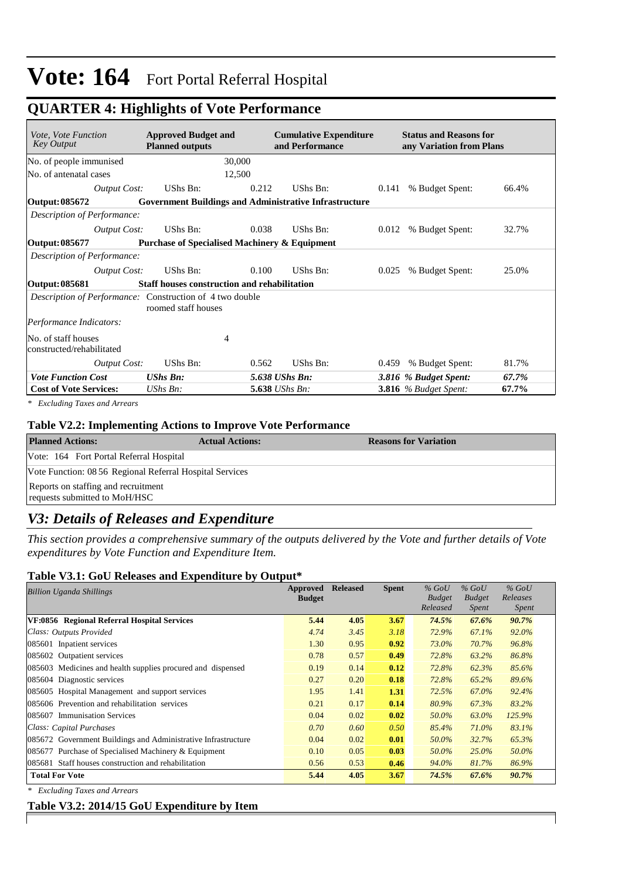# Vote: 164 Fort Portal Referral Hospital

## QUARTER 4: Highlights of Vote Performance

| *Vote, Vote Function Key Output* | **Approved Budget and Planned outputs** | | **Cumulative Expenditure and Performance** | | **Status and Reasons for any Variation from Plans** | |
|---|---|---|---|---|---|---|
| No. of people immunised | | 30,000 | | | | |
| No. of antenatal cases | | 12,500 | | | | |
| *Output Cost:* | UShs Bn: | 0.212 | UShs Bn: | 0.141 | % Budget Spent: | 66.4% |
| **Output: 085672** | **Government Buildings and Administrative Infrastructure** | | | | | |
| *Description of Performance:* | | | | | | |
| *Output Cost:* | UShs Bn: | 0.038 | UShs Bn: | 0.012 | % Budget Spent: | 32.7% |
| **Output: 085677** | **Purchase of Specialised Machinery & Equipment** | | | | | |
| *Description of Performance:* | | | | | | |
| *Output Cost:* | UShs Bn: | 0.100 | UShs Bn: | 0.025 | % Budget Spent: | 25.0% |
| **Output: 085681** | **Staff houses construction and rehabilitation** | | | | | |
| *Description of Performance:* | Construction of 4 two double roomed staff houses | | | | | |
| *Performance Indicators:* | | | | | | |
| No. of staff houses constructed/rehabilitated | | 4 | | | | |
| *Output Cost:* | UShs Bn: | 0.562 | UShs Bn: | 0.459 | % Budget Spent: | 81.7% |
| ***Vote Function Cost*** | ***UShs Bn:*** | ***5.638*** | ***UShs Bn:*** | ***3.816*** | ***% Budget Spent:*** | ***67.7%*** |
| **Cost of Vote Services:** | *UShs Bn:* | **5.638** | *UShs Bn:* | **3.816** | *% Budget Spent:* | **67.7%** |

*\* Excluding Taxes and Arrears*

### Table V2.2: Implementing Actions to Improve Vote Performance

| **Planned Actions:** | **Actual Actions:** | **Reasons for Variation** |
|---|---|---|
| Vote: 164 Fort Portal Referral Hospital | | |
| Vote Function: 08 56 Regional Referral Hospital Services | | |
| Reports on staffing and recruitment requests submitted to MoH/HSC | | |

## *V3: Details of Releases and Expenditure*

*This section provides a comprehensive summary of the outputs delivered by the Vote and further details of Vote expenditures by Vote Function and Expenditure Item.*

### Table V3.1: GoU Releases and Expenditure by Output*

| *Billion Uganda Shillings* | **Approved Budget** | **Released** | **Spent** | *% GoU Budget Released* | *% GoU Budget Spent* | *% GoU Releases Spent* |
|---|---|---|---|---|---|---|
| **VF:0856 Regional Referral Hospital Services** | **5.44** | **4.05** | **3.67** | ***74.5%*** | ***67.6%*** | ***90.7%*** |
| *Class: Outputs Provided* | *4.74* | *3.45* | *3.18* | *72.9%* | *67.1%* | *92.0%* |
| 085601 Inpatient services | 1.30 | 0.95 | **0.92** | *73.0%* | *70.7%* | *96.8%* |
| 085602 Outpatient services | 0.78 | 0.57 | **0.49** | *72.8%* | *63.2%* | *86.8%* |
| 085603 Medicines and health supplies procured and dispensed | 0.19 | 0.14 | **0.12** | *72.8%* | *62.3%* | *85.6%* |
| 085604 Diagnostic services | 0.27 | 0.20 | **0.18** | *72.8%* | *65.2%* | *89.6%* |
| 085605 Hospital Management and support services | 1.95 | 1.41 | **1.31** | *72.5%* | *67.0%* | *92.4%* |
| 085606 Prevention and rehabilitation services | 0.21 | 0.17 | **0.14** | *80.9%* | *67.3%* | *83.2%* |
| 085607 Immunisation Services | 0.04 | 0.02 | **0.02** | *50.0%* | *63.0%* | *125.9%* |
| *Class: Capital Purchases* | *0.70* | *0.60* | *0.50* | *85.4%* | *71.0%* | *83.1%* |
| 085672 Government Buildings and Administrative Infrastructure | 0.04 | 0.02 | **0.01** | *50.0%* | *32.7%* | *65.3%* |
| 085677 Purchase of Specialised Machinery & Equipment | 0.10 | 0.05 | **0.03** | *50.0%* | *25.0%* | *50.0%* |
| 085681 Staff houses construction and rehabilitation | 0.56 | 0.53 | **0.46** | *94.0%* | *81.7%* | *86.9%* |
| **Total For Vote** | **5.44** | **4.05** | **3.67** | ***74.5%*** | ***67.6%*** | ***90.7%*** |

*\* Excluding Taxes and Arrears*

### Table V3.2: 2014/15 GoU Expenditure by Item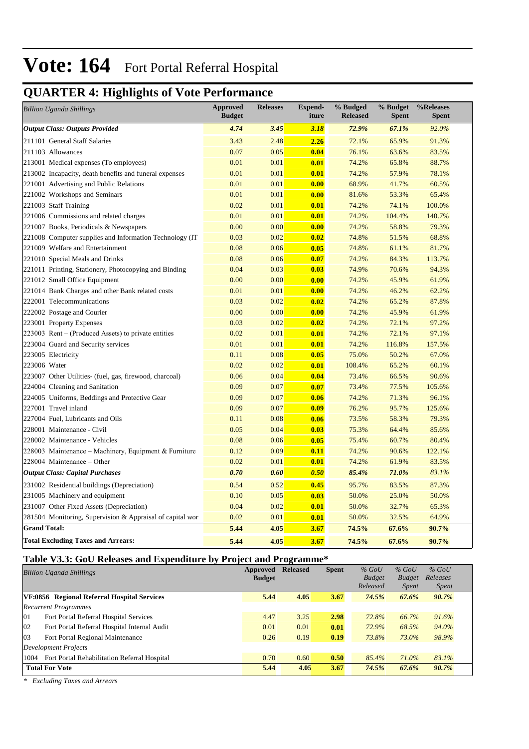# Vote: 164 Fort Portal Referral Hospital

## QUARTER 4: Highlights of Vote Performance

| *Billion Uganda Shillings* | Approved Budget | Releases | Expend-iture | % Budged Released | % Budget Spent | %Releases Spent |
|---|---|---|---|---|---|---|
| ***Output Class: Outputs Provided*** | ***4.74*** | ***3.45*** | ***3.18*** | ***72.9%*** | ***67.1%*** | *92.0%* |
| 211101 General Staff Salaries | 3.43 | 2.48 | **2.26** | 72.1% | 65.9% | 91.3% |
| 211103 Allowances | 0.07 | 0.05 | **0.04** | 76.1% | 63.6% | 83.5% |
| 213001 Medical expenses (To employees) | 0.01 | 0.01 | **0.01** | 74.2% | 65.8% | 88.7% |
| 213002 Incapacity, death benefits and funeral expenses | 0.01 | 0.01 | **0.01** | 74.2% | 57.9% | 78.1% |
| 221001 Advertising and Public Relations | 0.01 | 0.01 | **0.00** | 68.9% | 41.7% | 60.5% |
| 221002 Workshops and Seminars | 0.01 | 0.01 | **0.00** | 81.6% | 53.3% | 65.4% |
| 221003 Staff Training | 0.02 | 0.01 | **0.01** | 74.2% | 74.1% | 100.0% |
| 221006 Commissions and related charges | 0.01 | 0.01 | **0.01** | 74.2% | 104.4% | 140.7% |
| 221007 Books, Periodicals & Newspapers | 0.00 | 0.00 | **0.00** | 74.2% | 58.8% | 79.3% |
| 221008 Computer supplies and Information Technology (IT | 0.03 | 0.02 | **0.02** | 74.8% | 51.5% | 68.8% |
| 221009 Welfare and Entertainment | 0.08 | 0.06 | **0.05** | 74.8% | 61.1% | 81.7% |
| 221010 Special Meals and Drinks | 0.08 | 0.06 | **0.07** | 74.2% | 84.3% | 113.7% |
| 221011 Printing, Stationery, Photocopying and Binding | 0.04 | 0.03 | **0.03** | 74.9% | 70.6% | 94.3% |
| 221012 Small Office Equipment | 0.00 | 0.00 | **0.00** | 74.2% | 45.9% | 61.9% |
| 221014 Bank Charges and other Bank related costs | 0.01 | 0.01 | **0.00** | 74.2% | 46.2% | 62.2% |
| 222001 Telecommunications | 0.03 | 0.02 | **0.02** | 74.2% | 65.2% | 87.8% |
| 222002 Postage and Courier | 0.00 | 0.00 | **0.00** | 74.2% | 45.9% | 61.9% |
| 223001 Property Expenses | 0.03 | 0.02 | **0.02** | 74.2% | 72.1% | 97.2% |
| 223003 Rent – (Produced Assets) to private entities | 0.02 | 0.01 | **0.01** | 74.2% | 72.1% | 97.1% |
| 223004 Guard and Security services | 0.01 | 0.01 | **0.01** | 74.2% | 116.8% | 157.5% |
| 223005 Electricity | 0.11 | 0.08 | **0.05** | 75.0% | 50.2% | 67.0% |
| 223006 Water | 0.02 | 0.02 | **0.01** | 108.4% | 65.2% | 60.1% |
| 223007 Other Utilities- (fuel, gas, firewood, charcoal) | 0.06 | 0.04 | **0.04** | 73.4% | 66.5% | 90.6% |
| 224004 Cleaning and Sanitation | 0.09 | 0.07 | **0.07** | 73.4% | 77.5% | 105.6% |
| 224005 Uniforms, Beddings and Protective Gear | 0.09 | 0.07 | **0.06** | 74.2% | 71.3% | 96.1% |
| 227001 Travel inland | 0.09 | 0.07 | **0.09** | 76.2% | 95.7% | 125.6% |
| 227004 Fuel, Lubricants and Oils | 0.11 | 0.08 | **0.06** | 73.5% | 58.3% | 79.3% |
| 228001 Maintenance - Civil | 0.05 | 0.04 | **0.03** | 75.3% | 64.4% | 85.6% |
| 228002 Maintenance - Vehicles | 0.08 | 0.06 | **0.05** | 75.4% | 60.7% | 80.4% |
| 228003 Maintenance – Machinery, Equipment & Furniture | 0.12 | 0.09 | **0.11** | 74.2% | 90.6% | 122.1% |
| 228004 Maintenance – Other | 0.02 | 0.01 | **0.01** | 74.2% | 61.9% | 83.5% |
| ***Output Class: Capital Purchases*** | ***0.70*** | ***0.60*** | ***0.50*** | ***85.4%*** | ***71.0%*** | *83.1%* |
| 231002 Residential buildings (Depreciation) | 0.54 | 0.52 | **0.45** | 95.7% | 83.5% | 87.3% |
| 231005 Machinery and equipment | 0.10 | 0.05 | **0.03** | 50.0% | 25.0% | 50.0% |
| 231007 Other Fixed Assets (Depreciation) | 0.04 | 0.02 | **0.01** | 50.0% | 32.7% | 65.3% |
| 281504 Monitoring, Supervision & Appraisal of capital wor | 0.02 | 0.01 | **0.01** | 50.0% | 32.5% | 64.9% |
| **Grand Total:** | **5.44** | **4.05** | **3.67** | **74.5%** | **67.6%** | **90.7%** |
| **Total Excluding Taxes and Arrears:** | **5.44** | **4.05** | **3.67** | **74.5%** | **67.6%** | **90.7%** |

## Table V3.3: GoU Releases and Expenditure by Project and Programme*

| *Billion Uganda Shillings* | Approved Budget | Released | Spent | *% GoU Budget Released* | *% GoU Budget Spent* | *% GoU Releases Spent* |
|---|---|---|---|---|---|---|
| **VF:0856 Regional Referral Hospital Services** | **5.44** | **4.05** | **3.67** | ***74.5%*** | ***67.6%*** | ***90.7%*** |
| *Recurrent Programmes* | | | | | | |
| 01 Fort Portal Referral Hospital Services | 4.47 | 3.25 | **2.98** | *72.8%* | *66.7%* | *91.6%* |
| 02 Fort Portal Referral Hospital Internal Audit | 0.01 | 0.01 | **0.01** | *72.9%* | *68.5%* | *94.0%* |
| 03 Fort Portal Regional Maintenance | 0.26 | 0.19 | **0.19** | *73.8%* | *73.0%* | *98.9%* |
| *Development Projects* | | | | | | |
| 1004 Fort Portal Rehabilitation Referral Hospital | 0.70 | 0.60 | **0.50** | *85.4%* | *71.0%* | *83.1%* |
| **Total For Vote** | **5.44** | **4.05** | **3.67** | ***74.5%*** | ***67.6%*** | ***90.7%*** |

*\* Excluding Taxes and Arrears*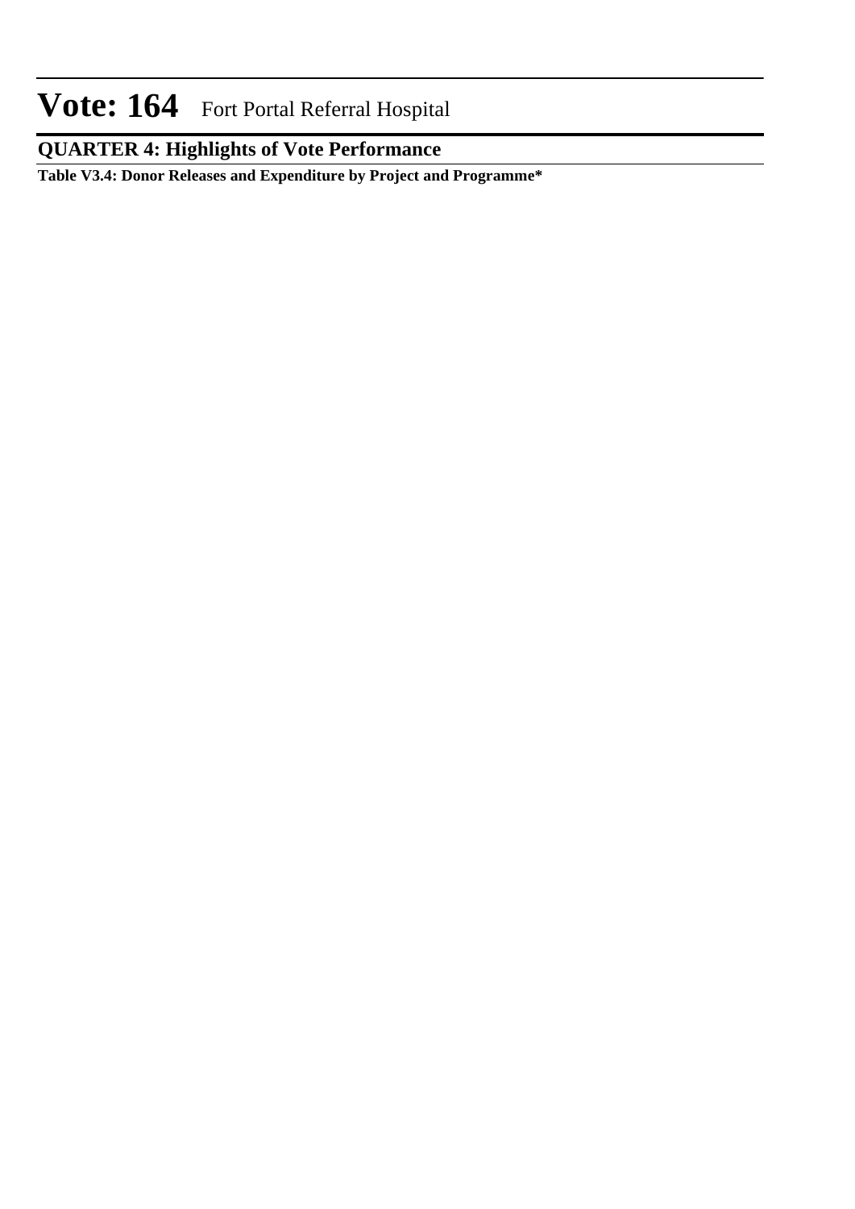# Vote: 164 Fort Portal Referral Hospital

## QUARTER 4: Highlights of Vote Performance

**Table V3.4: Donor Releases and Expenditure by Project and Programme***